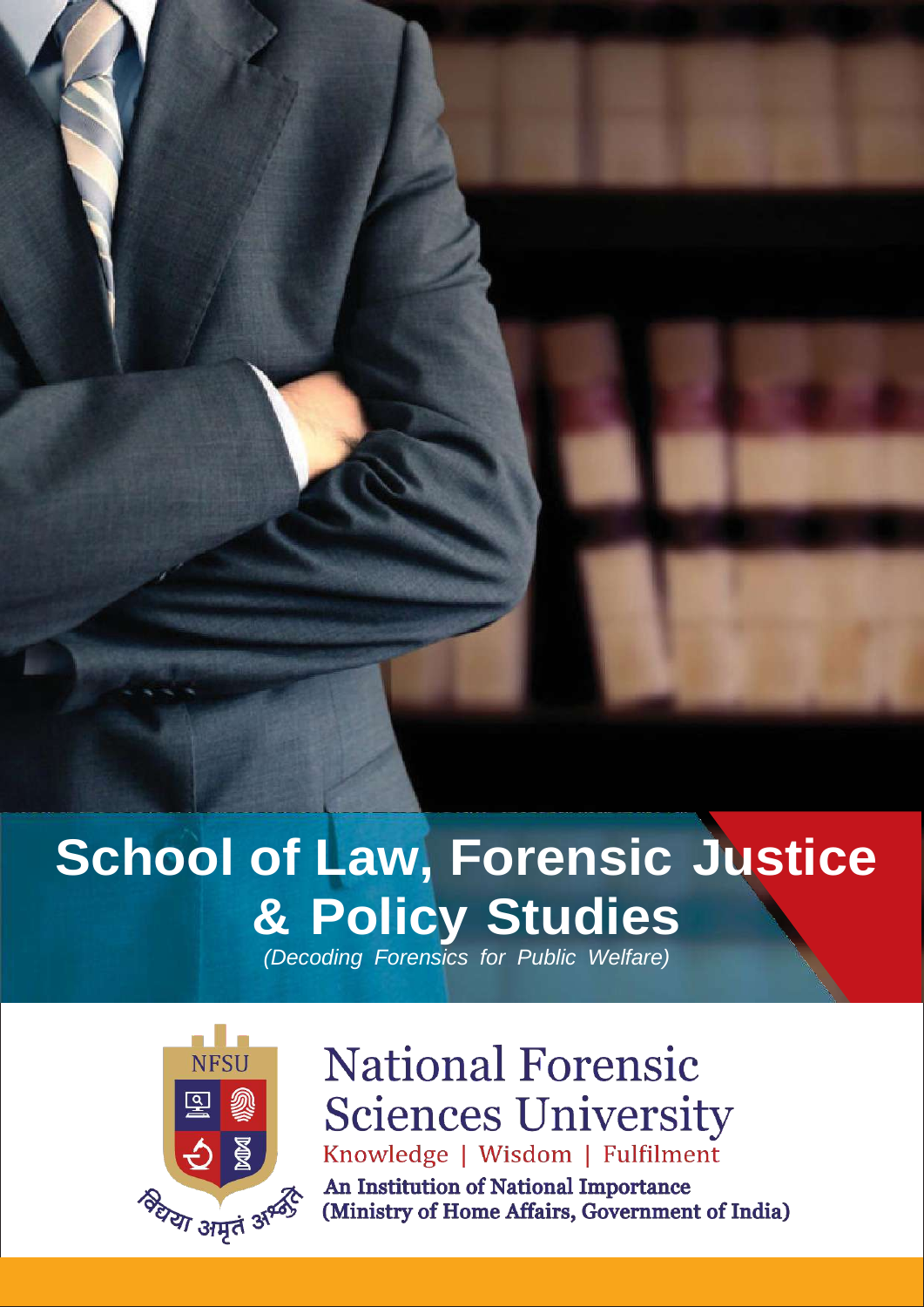# School of Law, Forensic Justice & Policy Studies

*(Decoding Forensics for Public Welfare)*

NFSU

विद्या अमृतं अश्नुते

## National Forensic Sciences University

Knowledge | Wisdom | Fulfilment

**An Institution of National Importance**
**(Ministry of Home Affairs, Government of India)**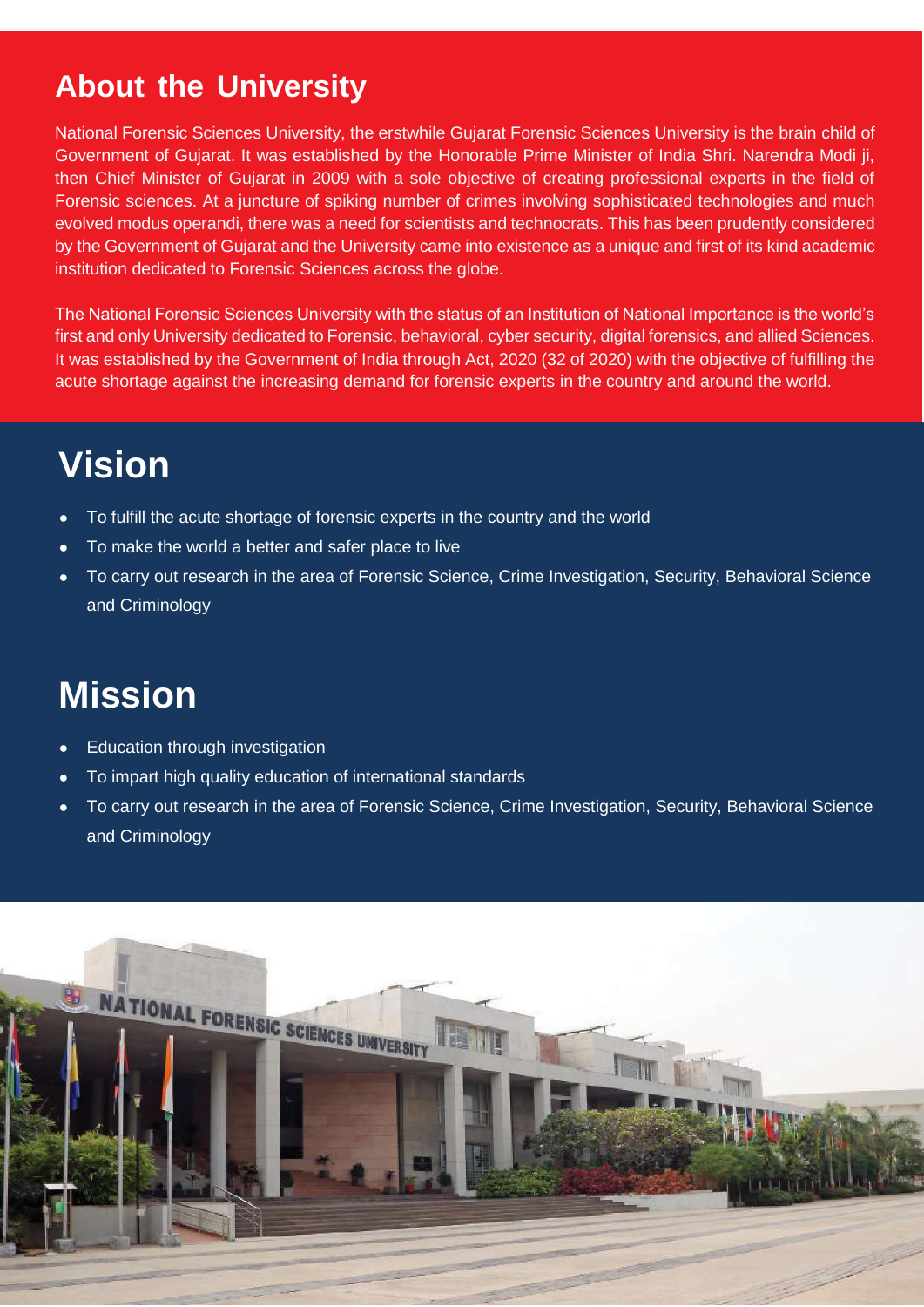## About the University

National Forensic Sciences University, the erstwhile Gujarat Forensic Sciences University is the brain child of Government of Gujarat. It was established by the Honorable Prime Minister of India Shri. Narendra Modi ji, then Chief Minister of Gujarat in 2009 with a sole objective of creating professional experts in the field of Forensic sciences. At a juncture of spiking number of crimes involving sophisticated technologies and much evolved modus operandi, there was a need for scientists and technocrats. This has been prudently considered by the Government of Gujarat and the University came into existence as a unique and first of its kind academic institution dedicated to Forensic Sciences across the globe.

The National Forensic Sciences University with the status of an Institution of National Importance is the world's first and only University dedicated to Forensic, behavioral, cyber security, digital forensics, and allied Sciences. It was established by the Government of India through Act, 2020 (32 of 2020) with the objective of fulfilling the acute shortage against the increasing demand for forensic experts in the country and around the world.

# Vision

- To fulfill the acute shortage of forensic experts in the country and the world
- To make the world a better and safer place to live
- To carry out research in the area of Forensic Science, Crime Investigation, Security, Behavioral Science and Criminology

# Mission

- Education through investigation
- To impart high quality education of international standards
- To carry out research in the area of Forensic Science, Crime Investigation, Security, Behavioral Science and Criminology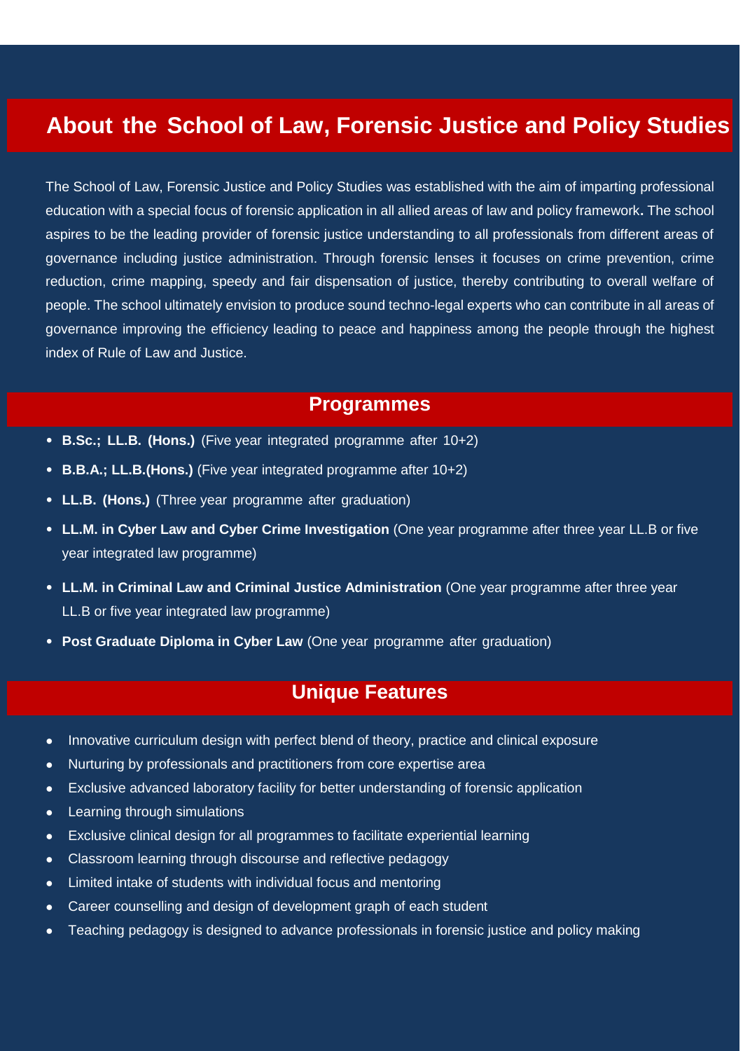## About the School of Law, Forensic Justice and Policy Studies

The School of Law, Forensic Justice and Policy Studies was established with the aim of imparting professional education with a special focus of forensic application in all allied areas of law and policy framework**.** The school aspires to be the leading provider of forensic justice understanding to all professionals from different areas of governance including justice administration. Through forensic lenses it focuses on crime prevention, crime reduction, crime mapping, speedy and fair dispensation of justice, thereby contributing to overall welfare of people. The school ultimately envision to produce sound techno-legal experts who can contribute in all areas of governance improving the efficiency leading to peace and happiness among the people through the highest index of Rule of Law and Justice.

## Programmes

- **B.Sc.; LL.B. (Hons.)** (Five year integrated programme after 10+2)
- **B.B.A.; LL.B.(Hons.)** (Five year integrated programme after 10+2)
- **LL.B. (Hons.)** (Three year programme after graduation)
- **LL.M. in Cyber Law and Cyber Crime Investigation** (One year programme after three year LL.B or five year integrated law programme)
- **LL.M. in Criminal Law and Criminal Justice Administration** (One year programme after three year LL.B or five year integrated law programme)
- **Post Graduate Diploma in Cyber Law** (One year programme after graduation)

## Unique Features

- Innovative curriculum design with perfect blend of theory, practice and clinical exposure
- Nurturing by professionals and practitioners from core expertise area
- Exclusive advanced laboratory facility for better understanding of forensic application
- Learning through simulations
- Exclusive clinical design for all programmes to facilitate experiential learning
- Classroom learning through discourse and reflective pedagogy
- Limited intake of students with individual focus and mentoring
- Career counselling and design of development graph of each student
- Teaching pedagogy is designed to advance professionals in forensic justice and policy making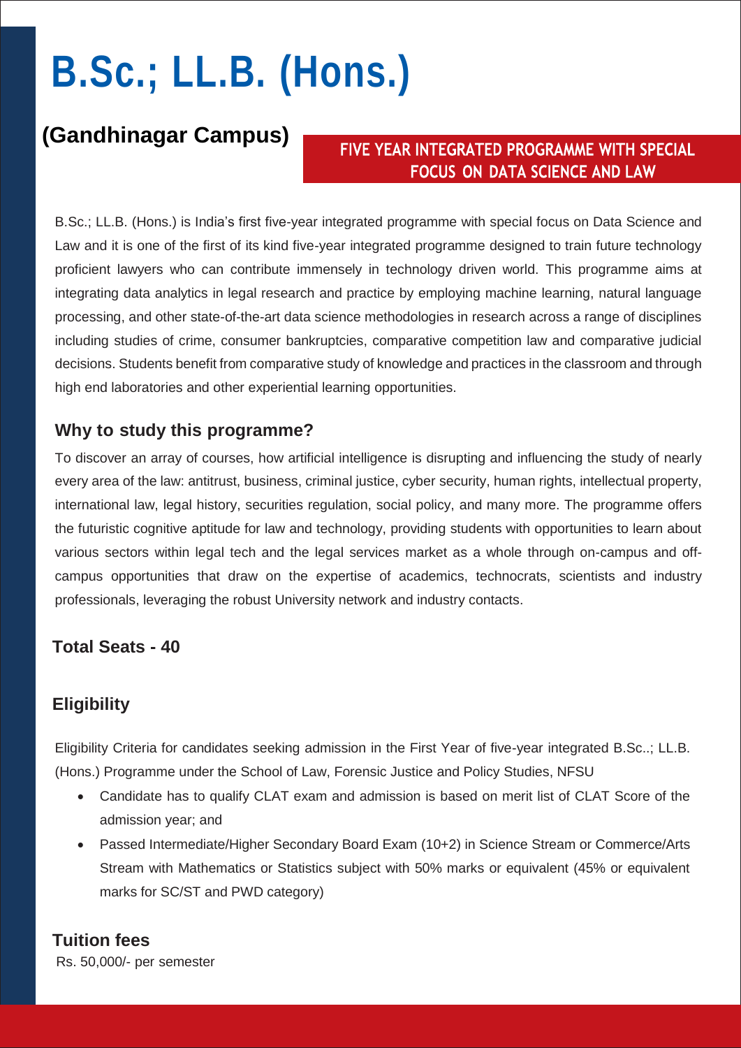# B.Sc.; LL.B. (Hons.)

## (Gandhinagar Campus)

**FIVE YEAR INTEGRATED PROGRAMME WITH SPECIAL FOCUS ON DATA SCIENCE AND LAW**

B.Sc.; LL.B. (Hons.) is India's first five-year integrated programme with special focus on Data Science and Law and it is one of the first of its kind five-year integrated programme designed to train future technology proficient lawyers who can contribute immensely in technology driven world. This programme aims at integrating data analytics in legal research and practice by employing machine learning, natural language processing, and other state-of-the-art data science methodologies in research across a range of disciplines including studies of crime, consumer bankruptcies, comparative competition law and comparative judicial decisions. Students benefit from comparative study of knowledge and practices in the classroom and through high end laboratories and other experiential learning opportunities.

### Why to study this programme?

To discover an array of courses, how artificial intelligence is disrupting and influencing the study of nearly every area of the law: antitrust, business, criminal justice, cyber security, human rights, intellectual property, international law, legal history, securities regulation, social policy, and many more. The programme offers the futuristic cognitive aptitude for law and technology, providing students with opportunities to learn about various sectors within legal tech and the legal services market as a whole through on-campus and off-campus opportunities that draw on the expertise of academics, technocrats, scientists and industry professionals, leveraging the robust University network and industry contacts.

### Total Seats - 40

### Eligibility

Eligibility Criteria for candidates seeking admission in the First Year of five-year integrated B.Sc..; LL.B. (Hons.) Programme under the School of Law, Forensic Justice and Policy Studies, NFSU

- Candidate has to qualify CLAT exam and admission is based on merit list of CLAT Score of the admission year; and
- Passed Intermediate/Higher Secondary Board Exam (10+2) in Science Stream or Commerce/Arts Stream with Mathematics or Statistics subject with 50% marks or equivalent (45% or equivalent marks for SC/ST and PWD category)

### Tuition fees

Rs. 50,000/- per semester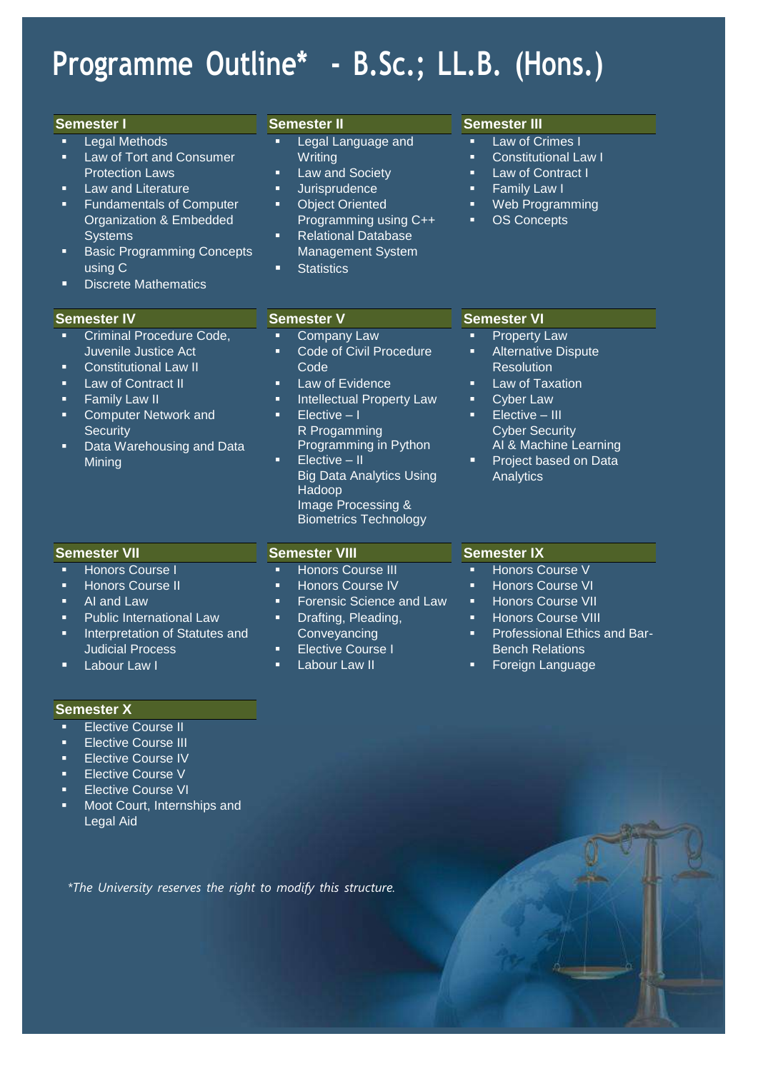# Programme Outline* - B.Sc.; LL.B. (Hons.)

### Semester I

- Legal Methods
- Law of Tort and Consumer Protection Laws
- Law and Literature
- Fundamentals of Computer Organization & Embedded Systems
- Basic Programming Concepts using C
- Discrete Mathematics

### Semester II

- Legal Language and Writing
- Law and Society
- Jurisprudence
- Object Oriented Programming using C++
- Relational Database Management System
- Statistics

### Semester III

- Law of Crimes I
- Constitutional Law I
- Law of Contract I
- Family Law I
- Web Programming
- OS Concepts

### Semester IV

- Criminal Procedure Code, Juvenile Justice Act
- Constitutional Law II
- Law of Contract II
- Family Law II
- Computer Network and Security
- Data Warehousing and Data Mining

### Semester V

- Company Law
- Code of Civil Procedure Code
- Law of Evidence
- Intellectual Property Law
- Elective – I
  R Progamming
  Programming in Python
- Elective – II
  Big Data Analytics Using Hadoop
  Image Processing & Biometrics Technology

### Semester VI

- Property Law
- Alternative Dispute Resolution
- Law of Taxation
- Cyber Law
- Elective – III
  Cyber Security
  AI & Machine Learning
- Project based on Data Analytics

### Semester VII

- Honors Course I
- Honors Course II
- AI and Law
- Public International Law
- Interpretation of Statutes and Judicial Process
- Labour Law I

### Semester VIII

- Honors Course III
- Honors Course IV
- Forensic Science and Law
- Drafting, Pleading, Conveyancing
- Elective Course I
- Labour Law II

### Semester IX

- Honors Course V
- Honors Course VI
- Honors Course VII
- Honors Course VIII
- Professional Ethics and Bar-Bench Relations
- Foreign Language

### Semester X

- Elective Course II
- Elective Course III
- Elective Course IV
- Elective Course V
- Elective Course VI
- Moot Court, Internships and Legal Aid

*\*The University reserves the right to modify this structure.*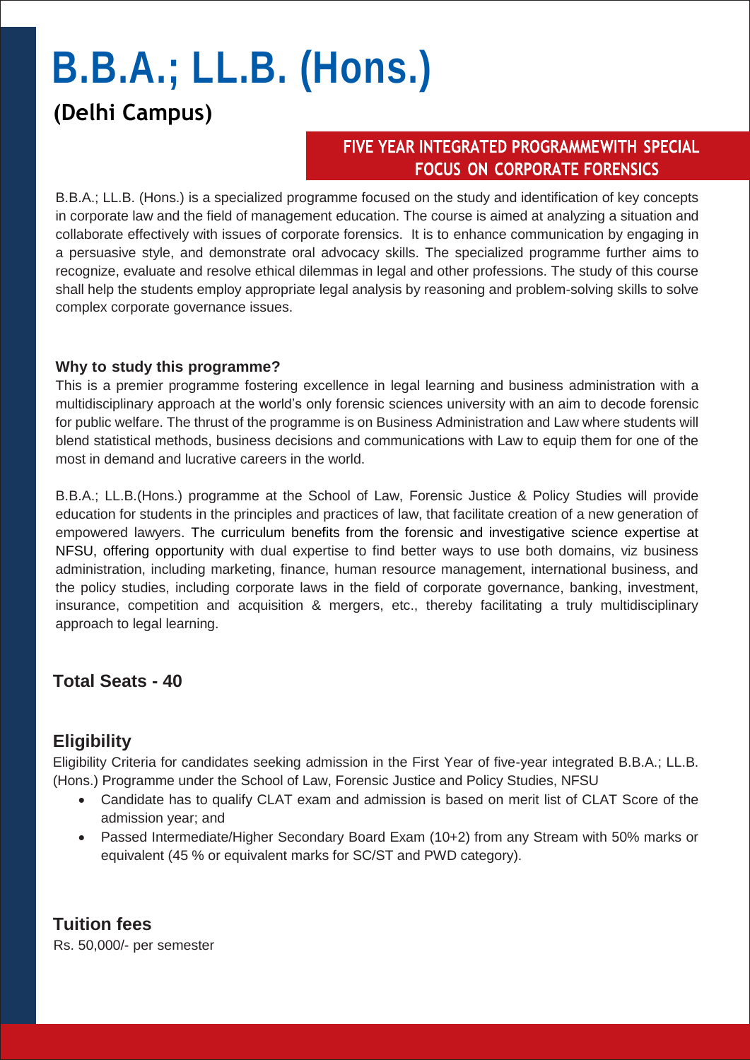# B.B.A.; LL.B. (Hons.)

## (Delhi Campus)

### FIVE YEAR INTEGRATED PROGRAMMEWITH SPECIAL FOCUS ON CORPORATE FORENSICS

B.B.A.; LL.B. (Hons.) is a specialized programme focused on the study and identification of key concepts in corporate law and the field of management education. The course is aimed at analyzing a situation and collaborate effectively with issues of corporate forensics. It is to enhance communication by engaging in a persuasive style, and demonstrate oral advocacy skills. The specialized programme further aims to recognize, evaluate and resolve ethical dilemmas in legal and other professions. The study of this course shall help the students employ appropriate legal analysis by reasoning and problem-solving skills to solve complex corporate governance issues.

**Why to study this programme?**

This is a premier programme fostering excellence in legal learning and business administration with a multidisciplinary approach at the world's only forensic sciences university with an aim to decode forensic for public welfare. The thrust of the programme is on Business Administration and Law where students will blend statistical methods, business decisions and communications with Law to equip them for one of the most in demand and lucrative careers in the world.

B.B.A.; LL.B.(Hons.) programme at the School of Law, Forensic Justice & Policy Studies will provide education for students in the principles and practices of law, that facilitate creation of a new generation of empowered lawyers. The curriculum benefits from the forensic and investigative science expertise at NFSU, offering opportunity with dual expertise to find better ways to use both domains, viz business administration, including marketing, finance, human resource management, international business, and the policy studies, including corporate laws in the field of corporate governance, banking, investment, insurance, competition and acquisition & mergers, etc., thereby facilitating a truly multidisciplinary approach to legal learning.

### Total Seats - 40

### Eligibility

Eligibility Criteria for candidates seeking admission in the First Year of five-year integrated B.B.A.; LL.B. (Hons.) Programme under the School of Law, Forensic Justice and Policy Studies, NFSU

- Candidate has to qualify CLAT exam and admission is based on merit list of CLAT Score of the admission year; and
- Passed Intermediate/Higher Secondary Board Exam (10+2) from any Stream with 50% marks or equivalent (45 % or equivalent marks for SC/ST and PWD category).

### Tuition fees

Rs. 50,000/- per semester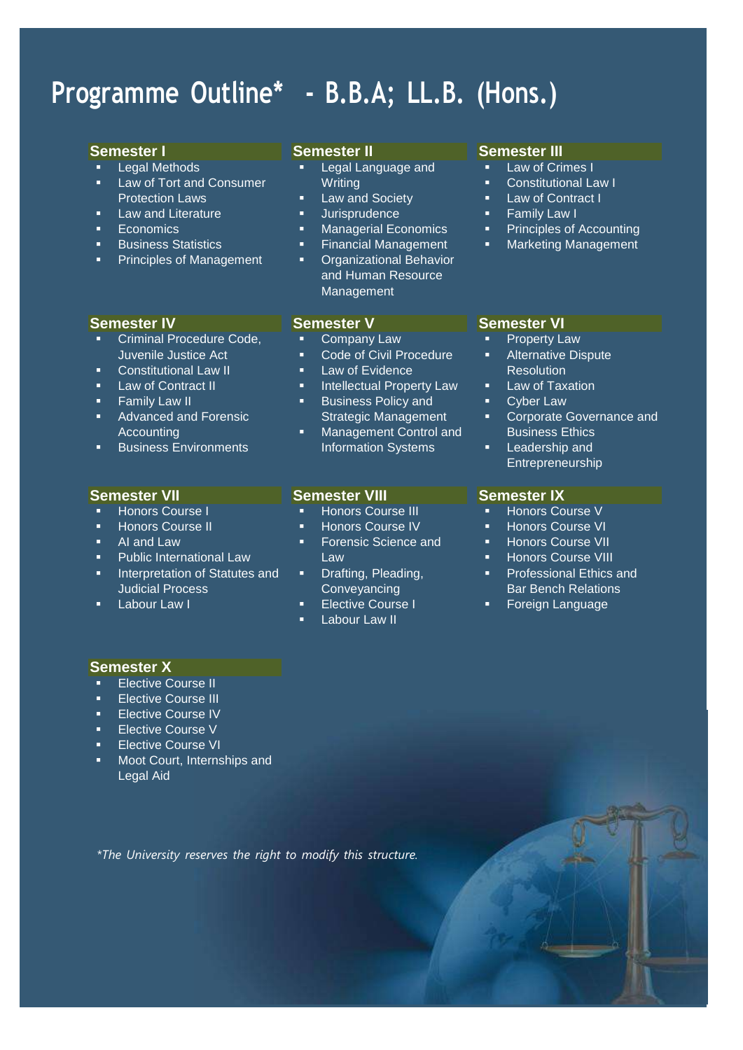# Programme Outline* - B.B.A; LL.B. (Hons.)

### Semester I

- Legal Methods
- Law of Tort and Consumer Protection Laws
- Law and Literature
- Economics
- Business Statistics
- Principles of Management

### Semester II

- Legal Language and Writing
- Law and Society
- Jurisprudence
- Managerial Economics
- Financial Management
- Organizational Behavior and Human Resource Management

### Semester III

- Law of Crimes I
- Constitutional Law I
- Law of Contract I
- Family Law I
- Principles of Accounting
- Marketing Management

### Semester IV

- Criminal Procedure Code, Juvenile Justice Act
- Constitutional Law II
- Law of Contract II
- Family Law II
- Advanced and Forensic Accounting
- Business Environments

### Semester V

- Company Law
- Code of Civil Procedure
- Law of Evidence
- Intellectual Property Law
- Business Policy and Strategic Management
- Management Control and Information Systems

### Semester VI

- Property Law
- Alternative Dispute Resolution
- Law of Taxation
- Cyber Law
- Corporate Governance and Business Ethics
- Leadership and Entrepreneurship

### Semester VII

- Honors Course I
- Honors Course II
- AI and Law
- Public International Law
- Interpretation of Statutes and Judicial Process
- Labour Law I

### Semester VIII

- Honors Course III
- Honors Course IV
- Forensic Science and Law
- Drafting, Pleading, Conveyancing
- Elective Course I
- Labour Law II

### Semester IX

- Honors Course V
- Honors Course VI
- Honors Course VII
- Honors Course VIII
- Professional Ethics and Bar Bench Relations
- Foreign Language

### Semester X

- Elective Course II
- Elective Course III
- Elective Course IV
- Elective Course V
- Elective Course VI
- Moot Court, Internships and Legal Aid

*\*The University reserves the right to modify this structure.*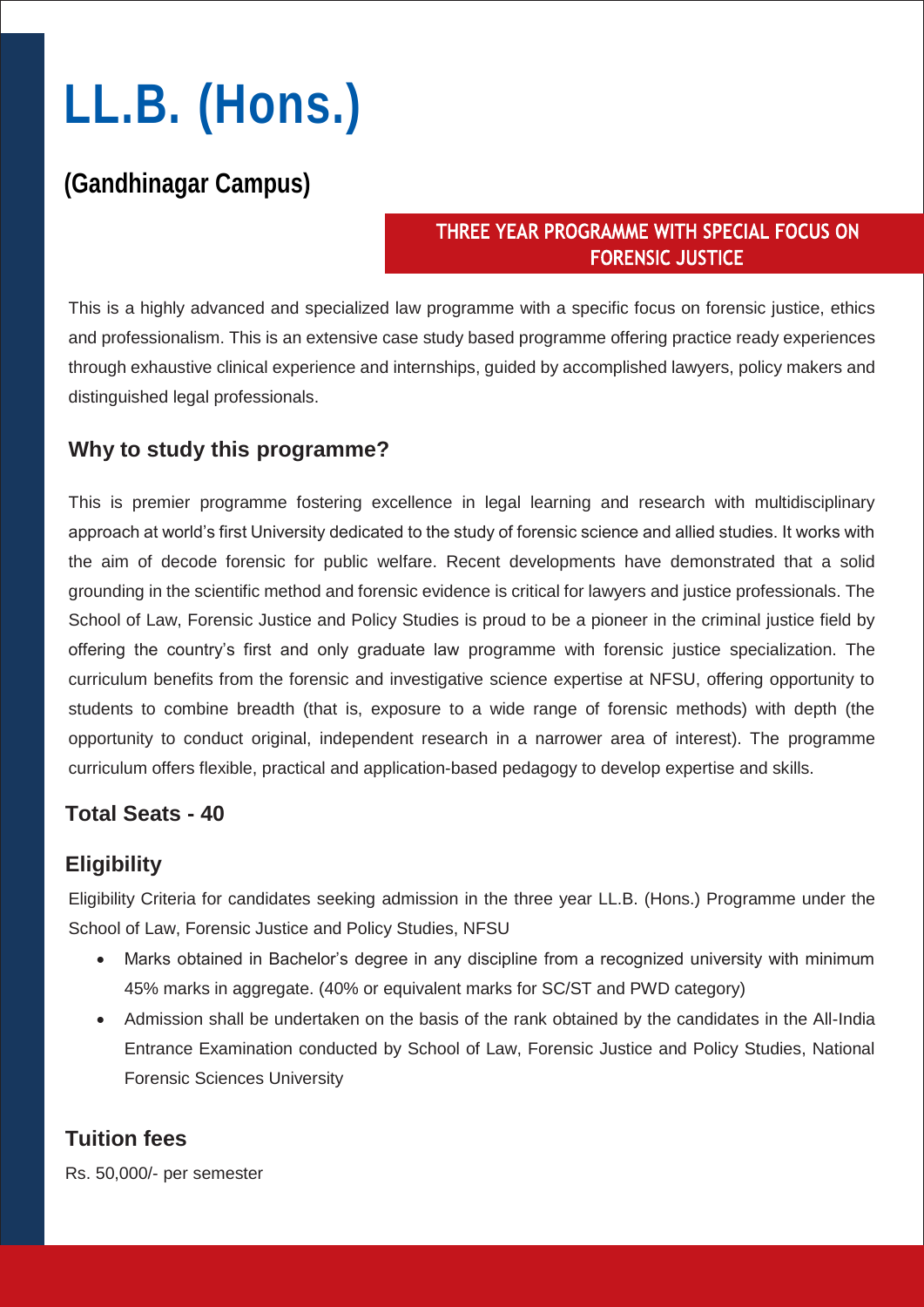# LL.B. (Hons.)

## (Gandhinagar Campus)

**THREE YEAR PROGRAMME WITH SPECIAL FOCUS ON FORENSIC JUSTICE**

This is a highly advanced and specialized law programme with a specific focus on forensic justice, ethics and professionalism. This is an extensive case study based programme offering practice ready experiences through exhaustive clinical experience and internships, guided by accomplished lawyers, policy makers and distinguished legal professionals.

### Why to study this programme?

This is premier programme fostering excellence in legal learning and research with multidisciplinary approach at world's first University dedicated to the study of forensic science and allied studies. It works with the aim of decode forensic for public welfare. Recent developments have demonstrated that a solid grounding in the scientific method and forensic evidence is critical for lawyers and justice professionals. The School of Law, Forensic Justice and Policy Studies is proud to be a pioneer in the criminal justice field by offering the country's first and only graduate law programme with forensic justice specialization. The curriculum benefits from the forensic and investigative science expertise at NFSU, offering opportunity to students to combine breadth (that is, exposure to a wide range of forensic methods) with depth (the opportunity to conduct original, independent research in a narrower area of interest). The programme curriculum offers flexible, practical and application-based pedagogy to develop expertise and skills.

### Total Seats - 40

### Eligibility

Eligibility Criteria for candidates seeking admission in the three year LL.B. (Hons.) Programme under the School of Law, Forensic Justice and Policy Studies, NFSU

- Marks obtained in Bachelor's degree in any discipline from a recognized university with minimum 45% marks in aggregate. (40% or equivalent marks for SC/ST and PWD category)
- Admission shall be undertaken on the basis of the rank obtained by the candidates in the All-India Entrance Examination conducted by School of Law, Forensic Justice and Policy Studies, National Forensic Sciences University

### Tuition fees

Rs. 50,000/- per semester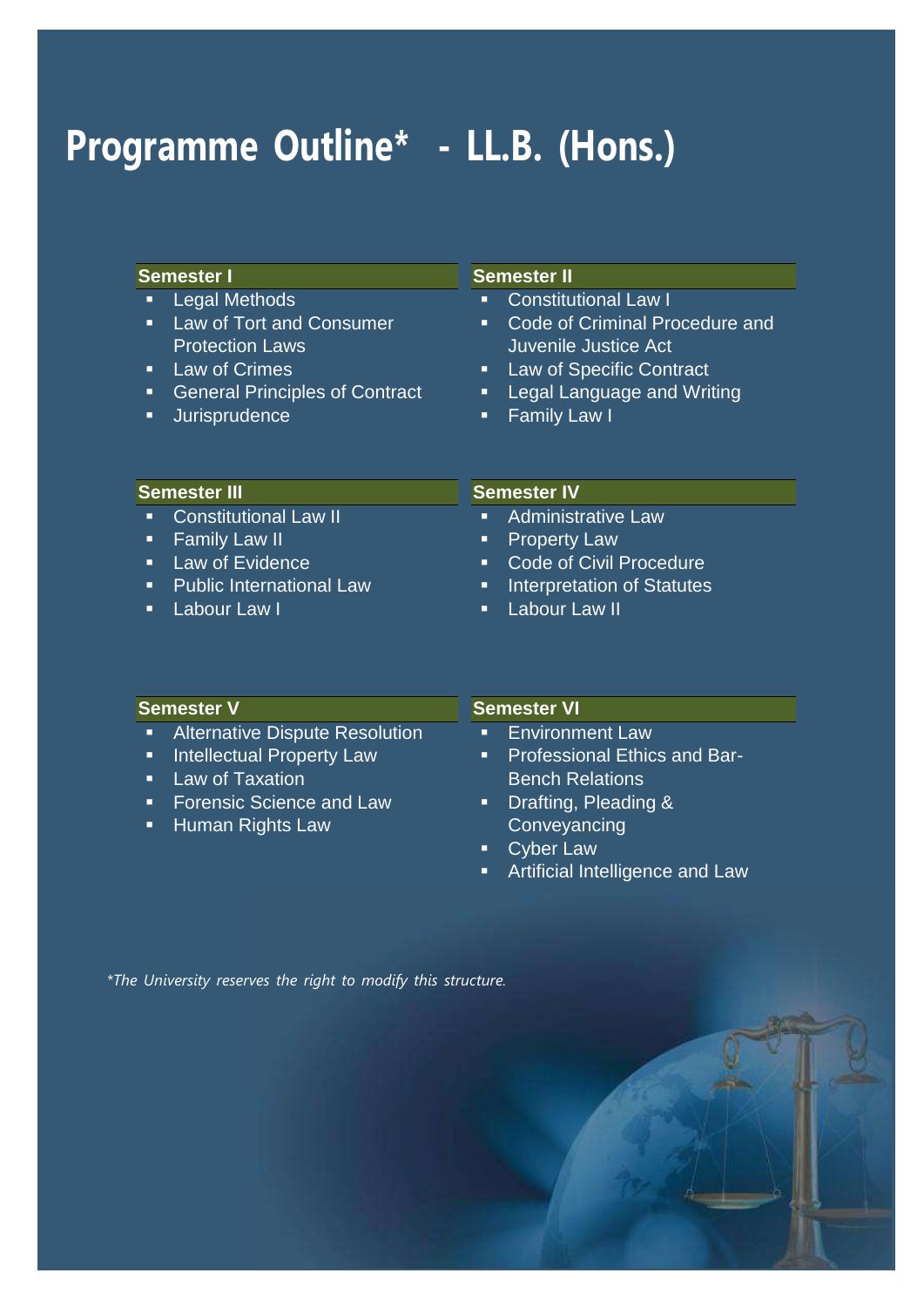# Programme Outline* - LL.B. (Hons.)

### Semester I

- Legal Methods
- Law of Tort and Consumer Protection Laws
- Law of Crimes
- General Principles of Contract
- Jurisprudence

### Semester II

- Constitutional Law I
- Code of Criminal Procedure and Juvenile Justice Act
- Law of Specific Contract
- Legal Language and Writing
- Family Law I

### Semester III

- Constitutional Law II
- Family Law II
- Law of Evidence
- Public International Law
- Labour Law I

### Semester IV

- Administrative Law
- Property Law
- Code of Civil Procedure
- Interpretation of Statutes
- Labour Law II

### Semester V

- Alternative Dispute Resolution
- Intellectual Property Law
- Law of Taxation
- Forensic Science and Law
- Human Rights Law

### Semester VI

- Environment Law
- Professional Ethics and Bar-Bench Relations
- Drafting, Pleading & Conveyancing
- Cyber Law
- Artificial Intelligence and Law

*\*The University reserves the right to modify this structure.*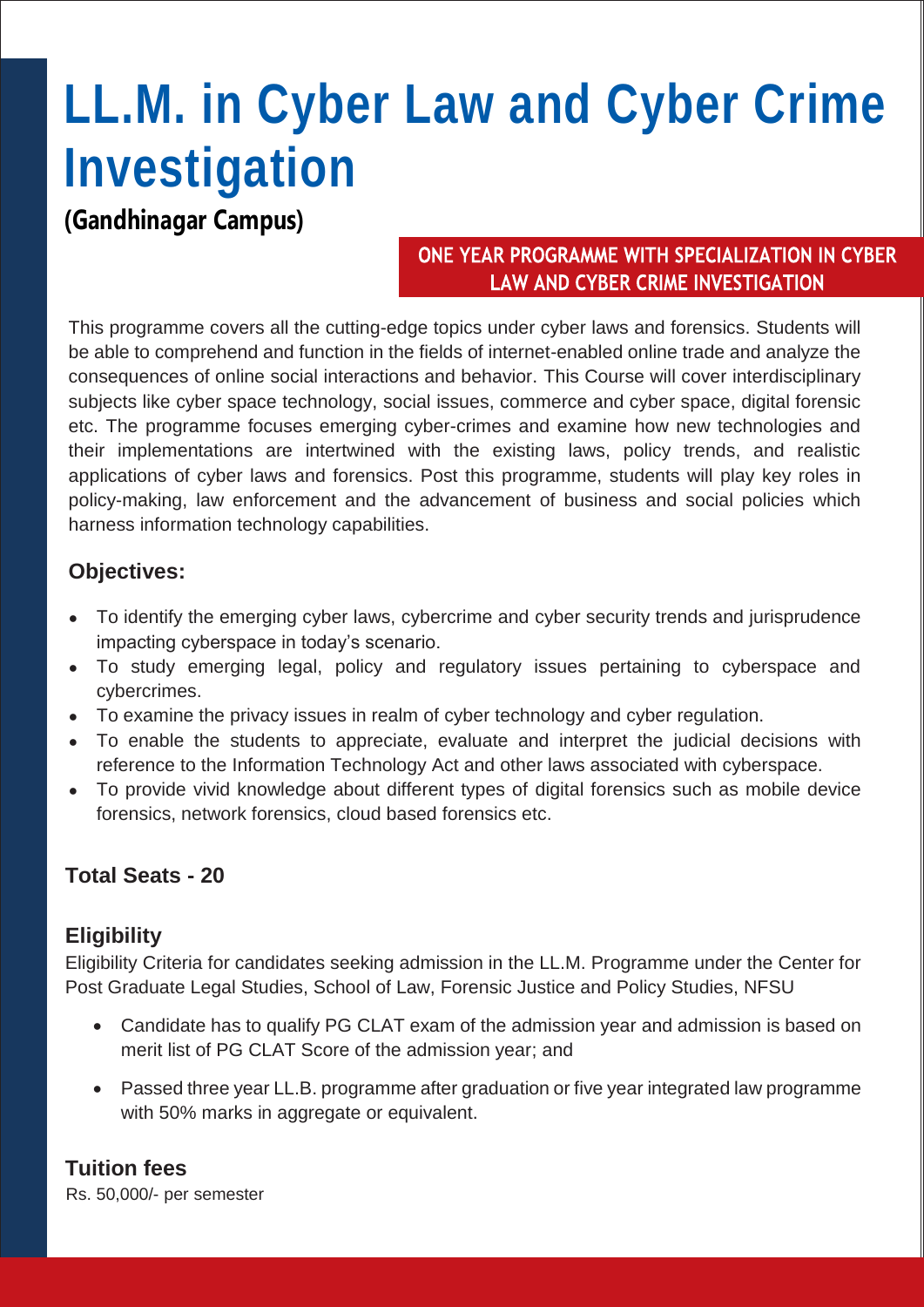# LL.M. in Cyber Law and Cyber Crime Investigation

**(Gandhinagar Campus)**

**ONE YEAR PROGRAMME WITH SPECIALIZATION IN CYBER LAW AND CYBER CRIME INVESTIGATION**

This programme covers all the cutting-edge topics under cyber laws and forensics. Students will be able to comprehend and function in the fields of internet-enabled online trade and analyze the consequences of online social interactions and behavior. This Course will cover interdisciplinary subjects like cyber space technology, social issues, commerce and cyber space, digital forensic etc. The programme focuses emerging cyber-crimes and examine how new technologies and their implementations are intertwined with the existing laws, policy trends, and realistic applications of cyber laws and forensics. Post this programme, students will play key roles in policy-making, law enforcement and the advancement of business and social policies which harness information technology capabilities.

### Objectives:

- To identify the emerging cyber laws, cybercrime and cyber security trends and jurisprudence impacting cyberspace in today's scenario.
- To study emerging legal, policy and regulatory issues pertaining to cyberspace and cybercrimes.
- To examine the privacy issues in realm of cyber technology and cyber regulation.
- To enable the students to appreciate, evaluate and interpret the judicial decisions with reference to the Information Technology Act and other laws associated with cyberspace.
- To provide vivid knowledge about different types of digital forensics such as mobile device forensics, network forensics, cloud based forensics etc.

### Total Seats - 20

### Eligibility

Eligibility Criteria for candidates seeking admission in the LL.M. Programme under the Center for Post Graduate Legal Studies, School of Law, Forensic Justice and Policy Studies, NFSU

- Candidate has to qualify PG CLAT exam of the admission year and admission is based on merit list of PG CLAT Score of the admission year; and
- Passed three year LL.B. programme after graduation or five year integrated law programme with 50% marks in aggregate or equivalent.

### Tuition fees

Rs. 50,000/- per semester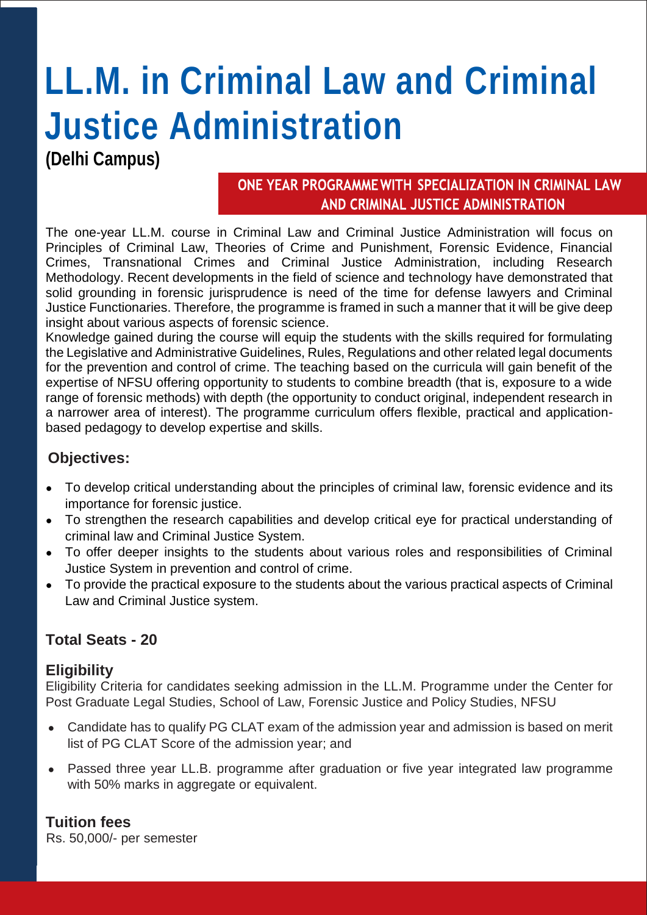# LL.M. in Criminal Law and Criminal Justice Administration

**(Delhi Campus)**

**ONE YEAR PROGRAMME WITH SPECIALIZATION IN CRIMINAL LAW AND CRIMINAL JUSTICE ADMINISTRATION**

The one-year LL.M. course in Criminal Law and Criminal Justice Administration will focus on Principles of Criminal Law, Theories of Crime and Punishment, Forensic Evidence, Financial Crimes, Transnational Crimes and Criminal Justice Administration, including Research Methodology. Recent developments in the field of science and technology have demonstrated that solid grounding in forensic jurisprudence is need of the time for defense lawyers and Criminal Justice Functionaries. Therefore, the programme is framed in such a manner that it will be give deep insight about various aspects of forensic science.

Knowledge gained during the course will equip the students with the skills required for formulating the Legislative and Administrative Guidelines, Rules, Regulations and other related legal documents for the prevention and control of crime. The teaching based on the curricula will gain benefit of the expertise of NFSU offering opportunity to students to combine breadth (that is, exposure to a wide range of forensic methods) with depth (the opportunity to conduct original, independent research in a narrower area of interest). The programme curriculum offers flexible, practical and application-based pedagogy to develop expertise and skills.

### Objectives:

- To develop critical understanding about the principles of criminal law, forensic evidence and its importance for forensic justice.
- To strengthen the research capabilities and develop critical eye for practical understanding of criminal law and Criminal Justice System.
- To offer deeper insights to the students about various roles and responsibilities of Criminal Justice System in prevention and control of crime.
- To provide the practical exposure to the students about the various practical aspects of Criminal Law and Criminal Justice system.

### Total Seats - 20

### Eligibility

Eligibility Criteria for candidates seeking admission in the LL.M. Programme under the Center for Post Graduate Legal Studies, School of Law, Forensic Justice and Policy Studies, NFSU

- Candidate has to qualify PG CLAT exam of the admission year and admission is based on merit list of PG CLAT Score of the admission year; and
- Passed three year LL.B. programme after graduation or five year integrated law programme with 50% marks in aggregate or equivalent.

### Tuition fees

Rs. 50,000/- per semester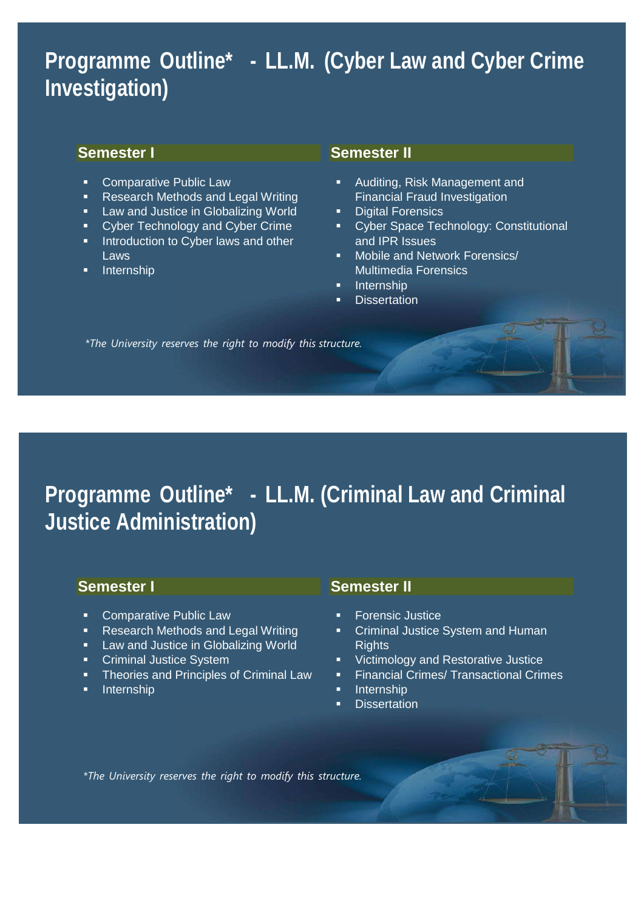# Programme Outline* - LL.M. (Cyber Law and Cyber Crime Investigation)

### Semester I

- Comparative Public Law
- Research Methods and Legal Writing
- Law and Justice in Globalizing World
- Cyber Technology and Cyber Crime
- Introduction to Cyber laws and other Laws
- Internship

### Semester II

- Auditing, Risk Management and Financial Fraud Investigation
- Digital Forensics
- Cyber Space Technology: Constitutional and IPR Issues
- Mobile and Network Forensics/ Multimedia Forensics
- Internship
- Dissertation

*\*The University reserves the right to modify this structure.*

# Programme Outline* - LL.M. (Criminal Law and Criminal Justice Administration)

### Semester I

- Comparative Public Law
- Research Methods and Legal Writing
- Law and Justice in Globalizing World
- Criminal Justice System
- Theories and Principles of Criminal Law
- Internship

### Semester II

- Forensic Justice
- Criminal Justice System and Human Rights
- Victimology and Restorative Justice
- Financial Crimes/ Transactional Crimes
- Internship
- Dissertation

*\*The University reserves the right to modify this structure.*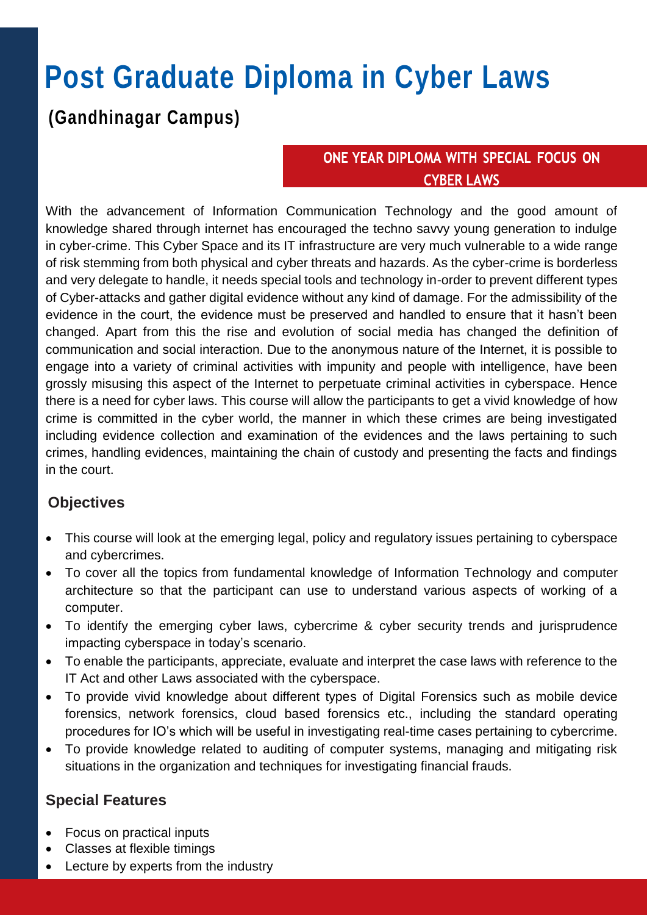# Post Graduate Diploma in Cyber Laws

## (Gandhinagar Campus)

**ONE YEAR DIPLOMA WITH SPECIAL FOCUS ON CYBER LAWS**

With the advancement of Information Communication Technology and the good amount of knowledge shared through internet has encouraged the techno savvy young generation to indulge in cyber-crime. This Cyber Space and its IT infrastructure are very much vulnerable to a wide range of risk stemming from both physical and cyber threats and hazards. As the cyber-crime is borderless and very delegate to handle, it needs special tools and technology in-order to prevent different types of Cyber-attacks and gather digital evidence without any kind of damage. For the admissibility of the evidence in the court, the evidence must be preserved and handled to ensure that it hasn't been changed. Apart from this the rise and evolution of social media has changed the definition of communication and social interaction. Due to the anonymous nature of the Internet, it is possible to engage into a variety of criminal activities with impunity and people with intelligence, have been grossly misusing this aspect of the Internet to perpetuate criminal activities in cyberspace. Hence there is a need for cyber laws. This course will allow the participants to get a vivid knowledge of how crime is committed in the cyber world, the manner in which these crimes are being investigated including evidence collection and examination of the evidences and the laws pertaining to such crimes, handling evidences, maintaining the chain of custody and presenting the facts and findings in the court.

### Objectives

- This course will look at the emerging legal, policy and regulatory issues pertaining to cyberspace and cybercrimes.
- To cover all the topics from fundamental knowledge of Information Technology and computer architecture so that the participant can use to understand various aspects of working of a computer.
- To identify the emerging cyber laws, cybercrime & cyber security trends and jurisprudence impacting cyberspace in today's scenario.
- To enable the participants, appreciate, evaluate and interpret the case laws with reference to the IT Act and other Laws associated with the cyberspace.
- To provide vivid knowledge about different types of Digital Forensics such as mobile device forensics, network forensics, cloud based forensics etc., including the standard operating procedures for IO's which will be useful in investigating real-time cases pertaining to cybercrime.
- To provide knowledge related to auditing of computer systems, managing and mitigating risk situations in the organization and techniques for investigating financial frauds.

### Special Features

- Focus on practical inputs
- Classes at flexible timings
- Lecture by experts from the industry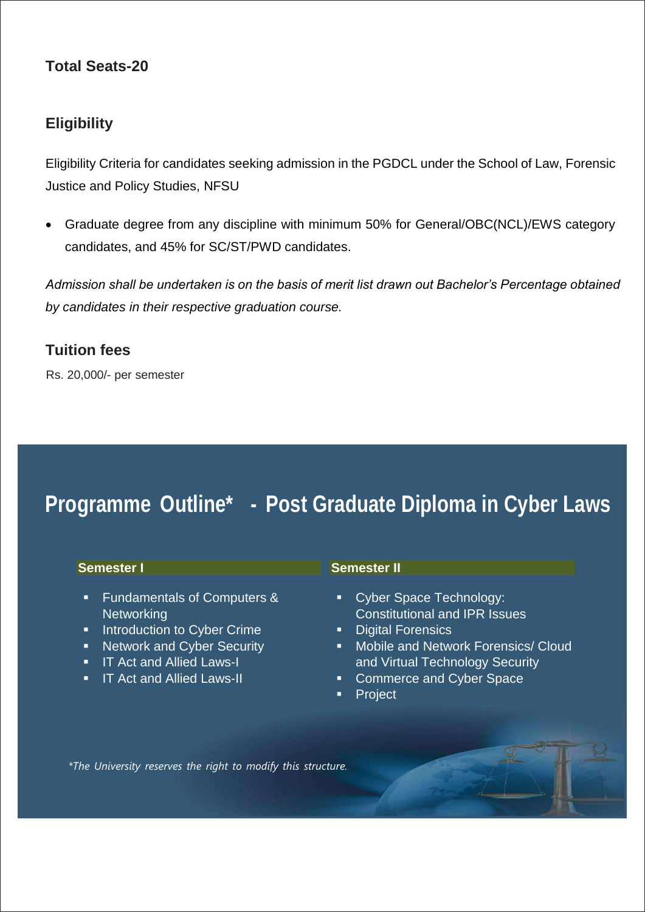**Total Seats-20**

## Eligibility

Eligibility Criteria for candidates seeking admission in the PGDCL under the School of Law, Forensic Justice and Policy Studies, NFSU

- Graduate degree from any discipline with minimum 50% for General/OBC(NCL)/EWS category candidates, and 45% for SC/ST/PWD candidates.

*Admission shall be undertaken is on the basis of merit list drawn out Bachelor's Percentage obtained by candidates in their respective graduation course.*

## Tuition fees

Rs. 20,000/- per semester

# Programme Outline* - Post Graduate Diploma in Cyber Laws

**Semester I**

- Fundamentals of Computers & Networking
- Introduction to Cyber Crime
- Network and Cyber Security
- IT Act and Allied Laws-I
- IT Act and Allied Laws-II

**Semester II**

- Cyber Space Technology: Constitutional and IPR Issues
- Digital Forensics
- Mobile and Network Forensics/ Cloud and Virtual Technology Security
- Commerce and Cyber Space
- Project

*\*The University reserves the right to modify this structure.*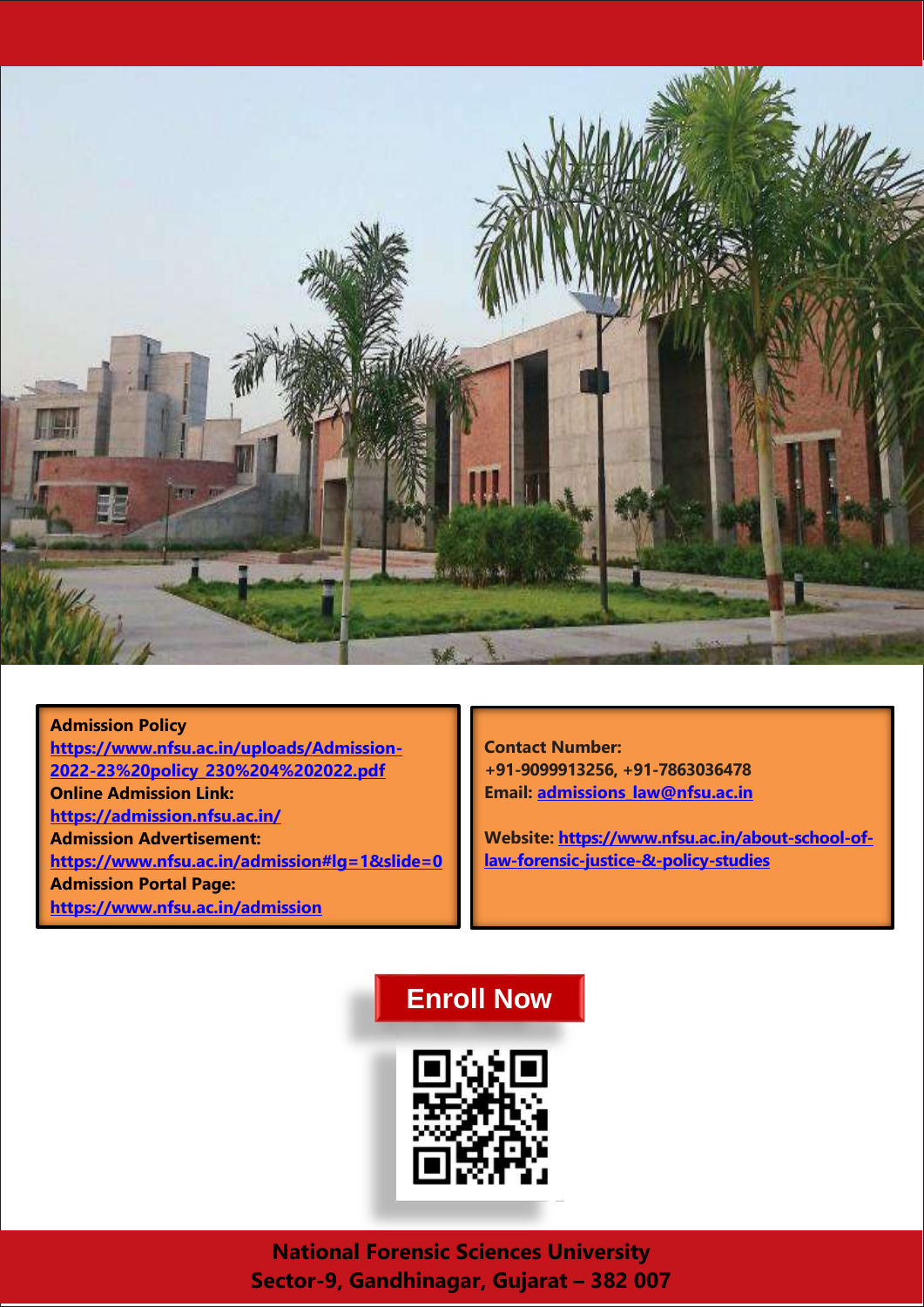**Admission Policy**
[https://www.nfsu.ac.in/uploads/Admission-2022-23%20policy_230%204%202022.pdf](https://www.nfsu.ac.in/uploads/Admission-2022-23%20policy_230%204%202022.pdf)
**Online Admission Link:**
[https://admission.nfsu.ac.in/](https://admission.nfsu.ac.in/)
**Admission Advertisement:**
[https://www.nfsu.ac.in/admission#lg=1&slide=0](https://www.nfsu.ac.in/admission#lg=1&slide=0)
**Admission Portal Page:**
[https://www.nfsu.ac.in/admission](https://www.nfsu.ac.in/admission)

**Contact Number:**
**+91-9099913256, +91-7863036478**
**Email:** [admissions_law@nfsu.ac.in](mailto:admissions_law@nfsu.ac.in)

**Website:** [https://www.nfsu.ac.in/about-school-of-law-forensic-justice-&-policy-studies](https://www.nfsu.ac.in/about-school-of-law-forensic-justice-&-policy-studies)

**Enroll Now**

**National Forensic Sciences University**
**Sector-9, Gandhinagar, Gujarat – 382 007**